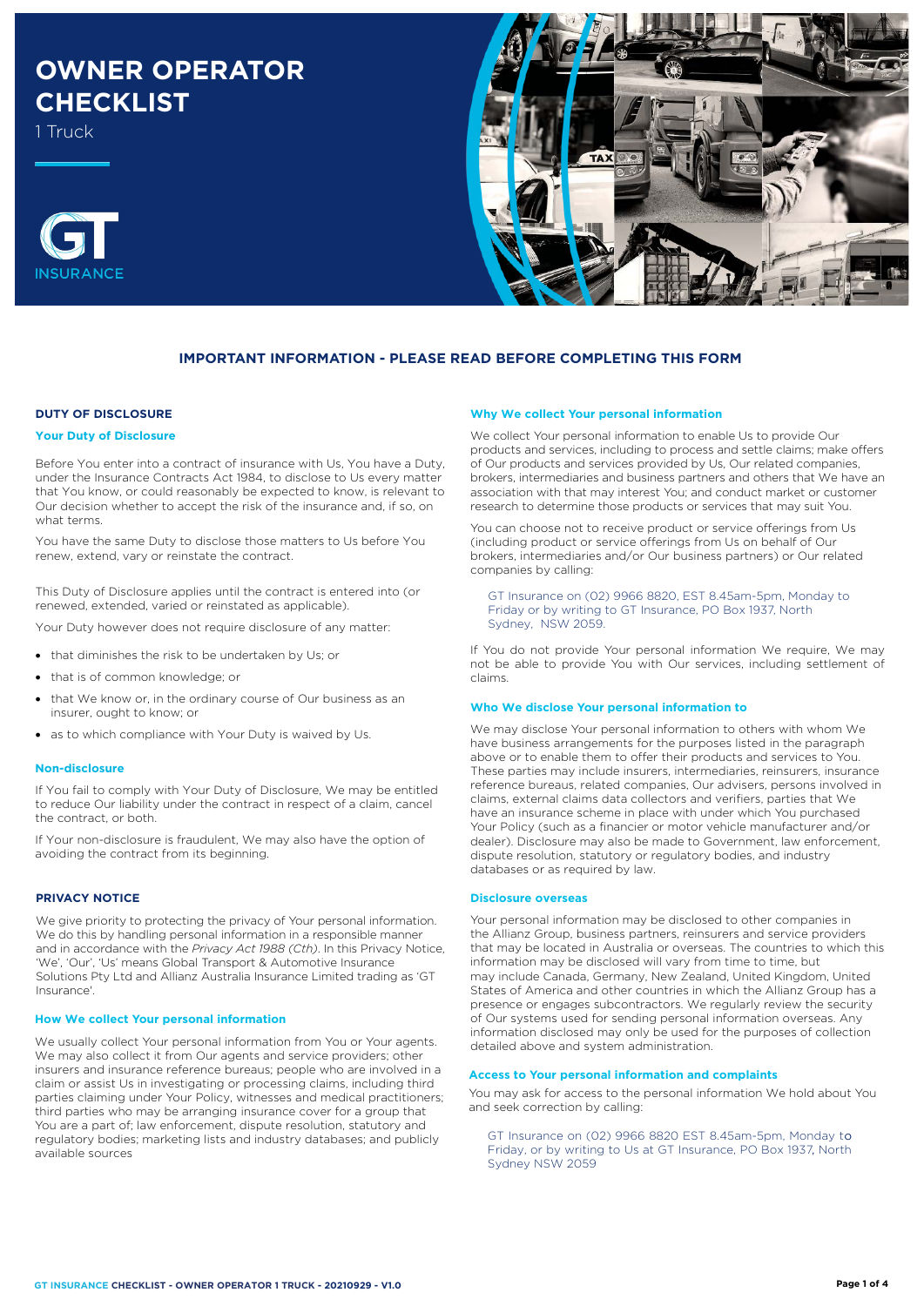# OWNER OPERATOR CHECKLIST

1 Truck

GT INSURANCE

## IMPORTANT INFORMATION - PLEASE READ BEFORE COMPLETING THIS FORM

### DUTY OF DISCLOSURE

**Your Duty of Disclosure**

Before You enter into a contract of insurance with Us, You have a Duty, under the Insurance Contracts Act 1984, to disclose to Us every matter that You know, or could reasonably be expected to know, is relevant to Our decision whether to accept the risk of the insurance and, if so, on what terms.

You have the same Duty to disclose those matters to Us before You renew, extend, vary or reinstate the contract.

This Duty of Disclosure applies until the contract is entered into (or renewed, extended, varied or reinstated as applicable).

Your Duty however does not require disclosure of any matter:

- that diminishes the risk to be undertaken by Us; or
- that is of common knowledge; or
- that We know or, in the ordinary course of Our business as an insurer, ought to know; or
- as to which compliance with Your Duty is waived by Us.

**Non-disclosure**

If You fail to comply with Your Duty of Disclosure, We may be entitled to reduce Our liability under the contract in respect of a claim, cancel the contract, or both.

If Your non-disclosure is fraudulent, We may also have the option of avoiding the contract from its beginning.

### PRIVACY NOTICE

We give priority to protecting the privacy of Your personal information. We do this by handling personal information in a responsible manner and in accordance with the *Privacy Act 1988 (Cth)*. In this Privacy Notice, 'We', 'Our', 'Us' means Global Transport & Automotive Insurance Solutions Pty Ltd and Allianz Australia Insurance Limited trading as 'GT Insurance'.

**How We collect Your personal information**

We usually collect Your personal information from You or Your agents. We may also collect it from Our agents and service providers; other insurers and insurance reference bureaus; people who are involved in a claim or assist Us in investigating or processing claims, including third parties claiming under Your Policy, witnesses and medical practitioners; third parties who may be arranging insurance cover for a group that You are a part of; law enforcement, dispute resolution, statutory and regulatory bodies; marketing lists and industry databases; and publicly available sources

**Why We collect Your personal information**

We collect Your personal information to enable Us to provide Our products and services, including to process and settle claims; make offers of Our products and services provided by Us, Our related companies, brokers, intermediaries and business partners and others that We have an association with that may interest You; and conduct market or customer research to determine those products or services that may suit You.

You can choose not to receive product or service offerings from Us (including product or service offerings from Us on behalf of Our brokers, intermediaries and/or Our business partners) or Our related companies by calling:

GT Insurance on (02) 9966 8820, EST 8.45am-5pm, Monday to Friday or by writing to GT Insurance, PO Box 1937, North Sydney, NSW 2059.

If You do not provide Your personal information We require, We may not be able to provide You with Our services, including settlement of claims.

**Who We disclose Your personal information to**

We may disclose Your personal information to others with whom We have business arrangements for the purposes listed in the paragraph above or to enable them to offer their products and services to You. These parties may include insurers, intermediaries, reinsurers, insurance reference bureaus, related companies, Our advisers, persons involved in claims, external claims data collectors and verifiers, parties that We have an insurance scheme in place with under which You purchased Your Policy (such as a financier or motor vehicle manufacturer and/or dealer). Disclosure may also be made to Government, law enforcement, dispute resolution, statutory or regulatory bodies, and industry databases or as required by law.

**Disclosure overseas**

Your personal information may be disclosed to other companies in the Allianz Group, business partners, reinsurers and service providers that may be located in Australia or overseas. The countries to which this information may be disclosed will vary from time to time, but may include Canada, Germany, New Zealand, United Kingdom, United States of America and other countries in which the Allianz Group has a presence or engages subcontractors. We regularly review the security of Our systems used for sending personal information overseas. Any information disclosed may only be used for the purposes of collection detailed above and system administration.

**Access to Your personal information and complaints**

You may ask for access to the personal information We hold about You and seek correction by calling:

GT Insurance on (02) 9966 8820 EST 8.45am-5pm, Monday to Friday, or by writing to Us at GT Insurance, PO Box 1937, North Sydney NSW 2059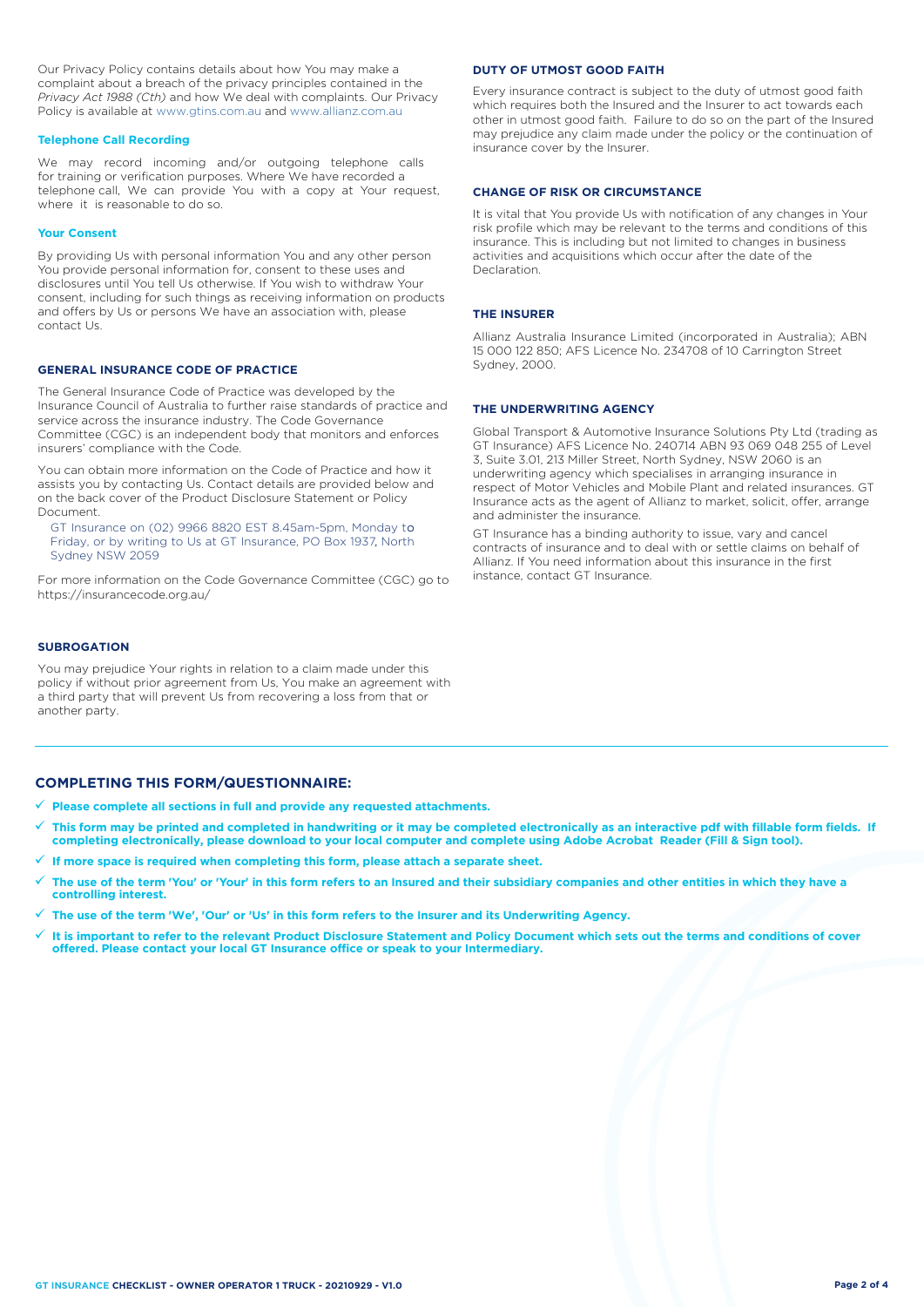Our Privacy Policy contains details about how You may make a complaint about a breach of the privacy principles contained in the *Privacy Act 1988 (Cth)* and how We deal with complaints. Our Privacy Policy is available at www.gtins.com.au and www.allianz.com.au

### Telephone Call Recording

We may record incoming and/or outgoing telephone calls for training or verification purposes. Where We have recorded a telephone call, We can provide You with a copy at Your request, where it is reasonable to do so.

### Your Consent

By providing Us with personal information You and any other person You provide personal information for, consent to these uses and disclosures until You tell Us otherwise. If You wish to withdraw Your consent, including for such things as receiving information on products and offers by Us or persons We have an association with, please contact Us.

## GENERAL INSURANCE CODE OF PRACTICE

The General Insurance Code of Practice was developed by the Insurance Council of Australia to further raise standards of practice and service across the insurance industry. The Code Governance Committee (CGC) is an independent body that monitors and enforces insurers' compliance with the Code.

You can obtain more information on the Code of Practice and how it assists you by contacting Us. Contact details are provided below and on the back cover of the Product Disclosure Statement or Policy Document.

GT Insurance on (02) 9966 8820 EST 8.45am-5pm, Monday to Friday, or by writing to Us at GT Insurance, PO Box 1937, North Sydney NSW 2059

For more information on the Code Governance Committee (CGC) go to https://insurancecode.org.au/

## SUBROGATION

You may prejudice Your rights in relation to a claim made under this policy if without prior agreement from Us, You make an agreement with a third party that will prevent Us from recovering a loss from that or another party.

## DUTY OF UTMOST GOOD FAITH

Every insurance contract is subject to the duty of utmost good faith which requires both the Insured and the Insurer to act towards each other in utmost good faith. Failure to do so on the part of the Insured may prejudice any claim made under the policy or the continuation of insurance cover by the Insurer.

## CHANGE OF RISK OR CIRCUMSTANCE

It is vital that You provide Us with notification of any changes in Your risk profile which may be relevant to the terms and conditions of this insurance. This is including but not limited to changes in business activities and acquisitions which occur after the date of the Declaration.

## THE INSURER

Allianz Australia Insurance Limited (incorporated in Australia); ABN 15 000 122 850; AFS Licence No. 234708 of 10 Carrington Street Sydney, 2000.

## THE UNDERWRITING AGENCY

Global Transport & Automotive Insurance Solutions Pty Ltd (trading as GT Insurance) AFS Licence No. 240714 ABN 93 069 048 255 of Level 3, Suite 3.01, 213 Miller Street, North Sydney, NSW 2060 is an underwriting agency which specialises in arranging insurance in respect of Motor Vehicles and Mobile Plant and related insurances. GT Insurance acts as the agent of Allianz to market, solicit, offer, arrange and administer the insurance.

GT Insurance has a binding authority to issue, vary and cancel contracts of insurance and to deal with or settle claims on behalf of Allianz. If You need information about this insurance in the first instance, contact GT Insurance.

## COMPLETING THIS FORM/QUESTIONNAIRE:

- ✓ **Please complete all sections in full and provide any requested attachments.**
- ✓ **This form may be printed and completed in handwriting or it may be completed electronically as an interactive pdf with fillable form fields. If completing electronically, please download to your local computer and complete using Adobe Acrobat Reader (Fill & Sign tool).**
- ✓ **If more space is required when completing this form, please attach a separate sheet.**
- ✓ **The use of the term 'You' or 'Your' in this form refers to an Insured and their subsidiary companies and other entities in which they have a controlling interest.**
- ✓ **The use of the term 'We', 'Our' or 'Us' in this form refers to the Insurer and its Underwriting Agency.**
- ✓ **It is important to refer to the relevant Product Disclosure Statement and Policy Document which sets out the terms and conditions of cover offered. Please contact your local GT Insurance office or speak to your Intermediary.**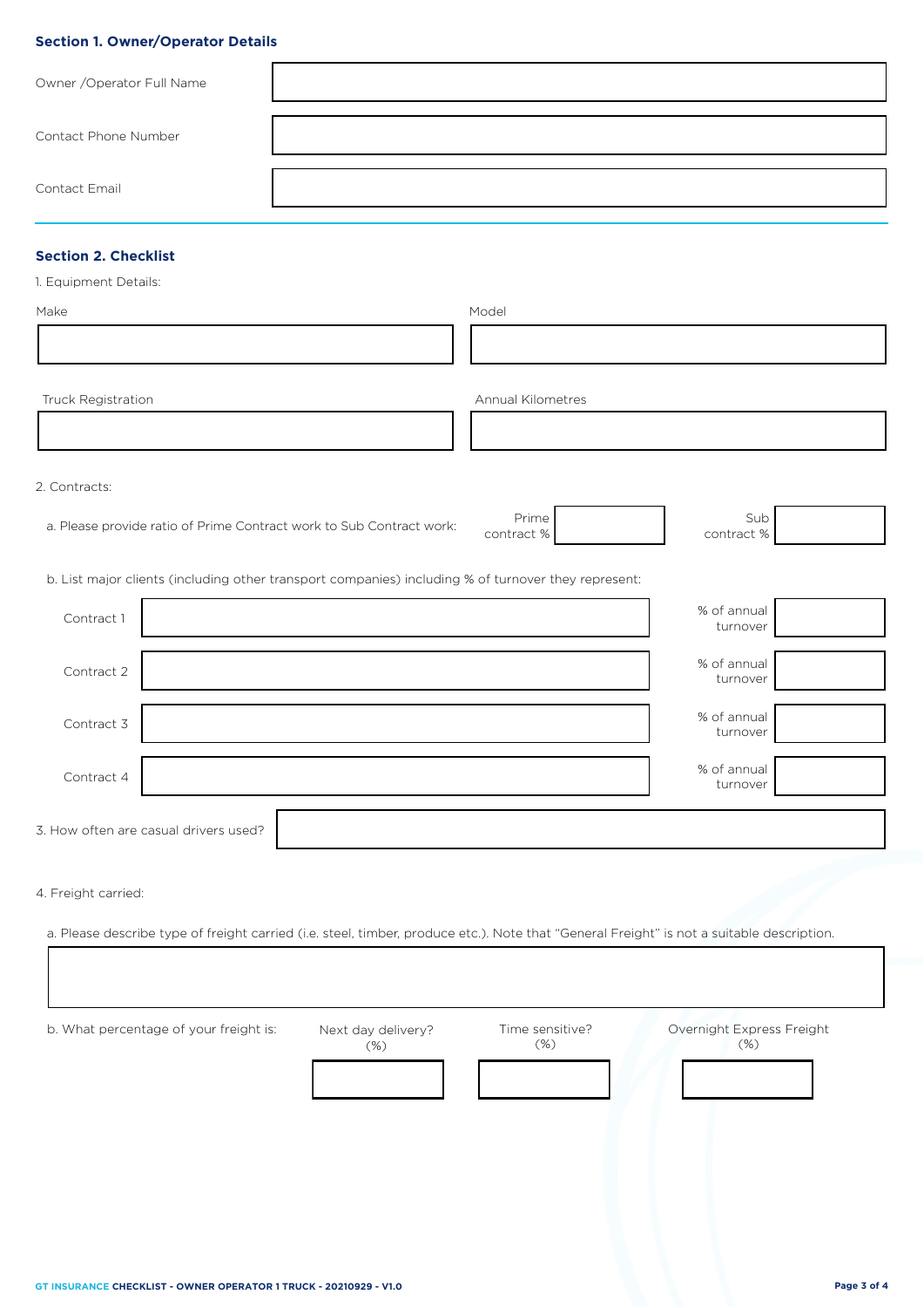### Section 1. Owner/Operator Details

| | |
|---|---|
| Owner /Operator Full Name | |
| Contact Phone Number | |
| Contact Email | |

### Section 2. Checklist

1. Equipment Details:

| Make | Model |
|---|---|
| | |

| Truck Registration | Annual Kilometres |
|---|---|
| | |

2. Contracts:

a. Please provide ratio of Prime Contract work to Sub Contract work:

| Prime contract % | | Sub contract % | |
|---|---|---|---|

b. List major clients (including other transport companies) including % of turnover they represent:

| | | % of annual turnover |
|---|---|---|
| Contract 1 | | |
| Contract 2 | | |
| Contract 3 | | |
| Contract 4 | | |

3. How often are casual drivers used?

4. Freight carried:

a. Please describe type of freight carried (i.e. steel, timber, produce etc.). Note that "General Freight" is not a suitable description.

b. What percentage of your freight is:

| Next day delivery? (%) | Time sensitive? (%) | Overnight Express Freight (%) |
|---|---|---|
| | | |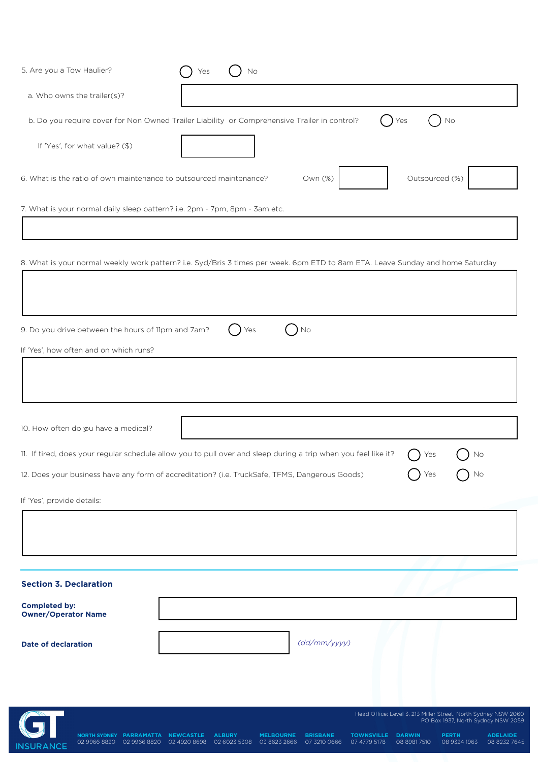5. Are you a Tow Haulier? ◯ Yes ◯ No

a. Who owns the trailer(s)?

b. Do you require cover for Non Owned Trailer Liability or Comprehensive Trailer in control? ◯ Yes ◯ No

If 'Yes', for what value? ($)

6. What is the ratio of own maintenance to outsourced maintenance? Own (%) Outsourced (%)

7. What is your normal daily sleep pattern? i.e. 2pm - 7pm, 8pm - 3am etc.

8. What is your normal weekly work pattern? i.e. Syd/Bris 3 times per week. 6pm ETD to 8am ETA. Leave Sunday and home Saturday

9. Do you drive between the hours of 11pm and 7am? ◯ Yes ◯ No

If 'Yes', how often and on which runs?

10. How often do you have a medical?

11. If tired, does your regular schedule allow you to pull over and sleep during a trip when you feel like it? ◯ Yes ◯ No

12. Does your business have any form of accreditation? (i.e. TruckSafe, TFMS, Dangerous Goods) ◯ Yes ◯ No

If 'Yes', provide details:

## Section 3. Declaration

**Completed by: Owner/Operator Name**

**Date of declaration** *(dd/mm/yyyy)*

GT INSURANCE

Head Office: Level 3, 213 Miller Street, North Sydney NSW 2060
PO Box 1937, North Sydney NSW 2059

| NORTH SYDNEY | PARRAMATTA | NEWCASTLE | ALBURY | MELBOURNE | BRISBANE | TOWNSVILLE | DARWIN | PERTH | ADELAIDE |
|---|---|---|---|---|---|---|---|---|---|
| 02 9966 8820 | 02 9966 8820 | 02 4920 8698 | 02 6023 5308 | 03 8623 2666 | 07 3210 0666 | 07 4779 5178 | 08 8981 7510 | 08 9324 1963 | 08 8232 7645 |